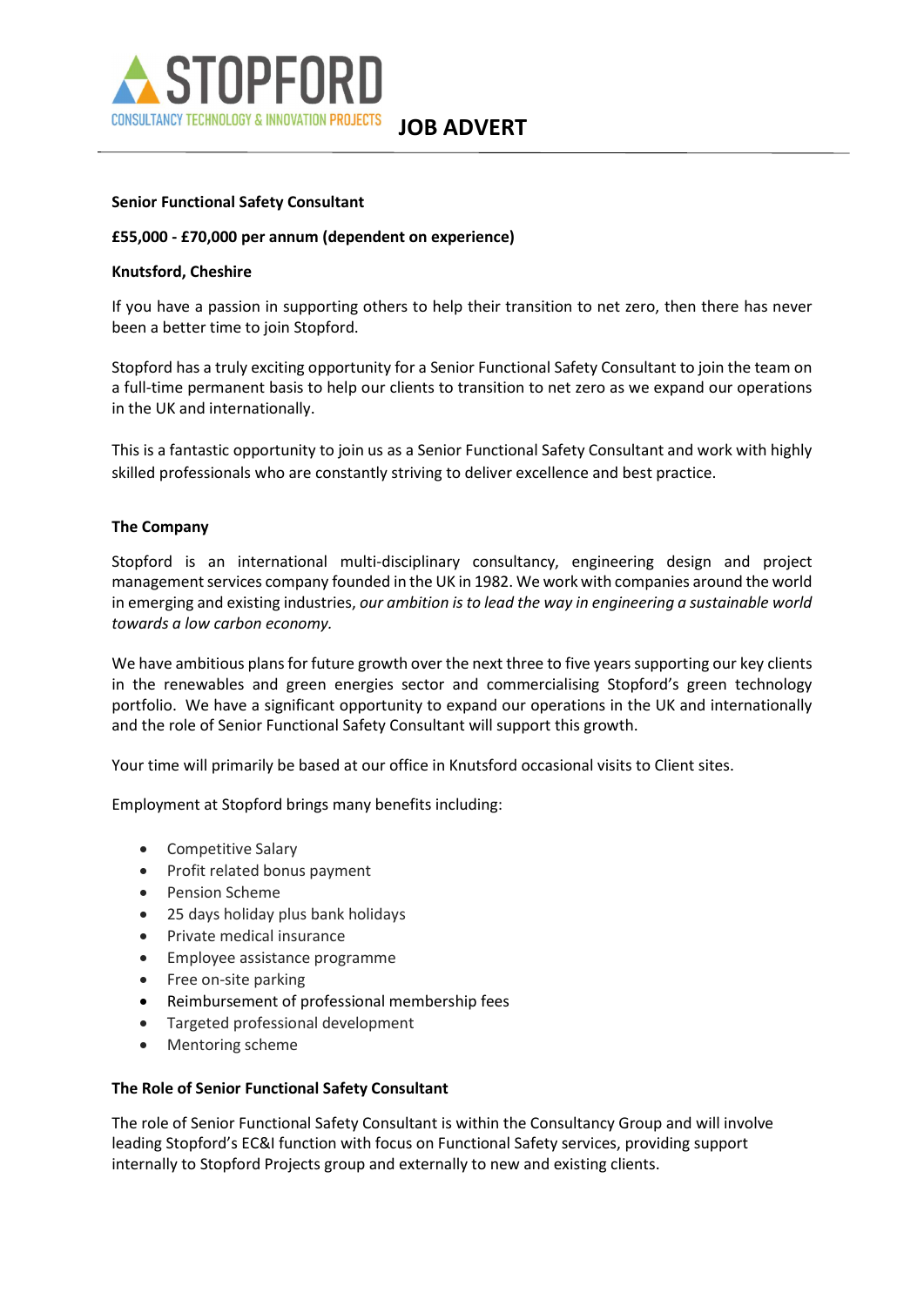# STOPFORD

CONSULTANCY TECHNOLOGY & INNOVATION PROJECTS

**JOB ADVERT**

---

**Senior Functional Safety Consultant**

**£55,000 - £70,000 per annum (dependent on experience)**

**Knutsford, Cheshire**

If you have a passion in supporting others to help their transition to net zero, then there has never been a better time to join Stopford.

Stopford has a truly exciting opportunity for a Senior Functional Safety Consultant to join the team on a full-time permanent basis to help our clients to transition to net zero as we expand our operations in the UK and internationally.

This is a fantastic opportunity to join us as a Senior Functional Safety Consultant and work with highly skilled professionals who are constantly striving to deliver excellence and best practice.

## The Company

Stopford is an international multi-disciplinary consultancy, engineering design and project management services company founded in the UK in 1982. We work with companies around the world in emerging and existing industries, *our ambition is to lead the way in engineering a sustainable world towards a low carbon economy.*

We have ambitious plans for future growth over the next three to five years supporting our key clients in the renewables and green energies sector and commercialising Stopford's green technology portfolio. We have a significant opportunity to expand our operations in the UK and internationally and the role of Senior Functional Safety Consultant will support this growth.

Your time will primarily be based at our office in Knutsford occasional visits to Client sites.

Employment at Stopford brings many benefits including:

- Competitive Salary
- Profit related bonus payment
- Pension Scheme
- 25 days holiday plus bank holidays
- Private medical insurance
- Employee assistance programme
- Free on-site parking
- Reimbursement of professional membership fees
- Targeted professional development
- Mentoring scheme

## The Role of Senior Functional Safety Consultant

The role of Senior Functional Safety Consultant is within the Consultancy Group and will involve leading Stopford's EC&I function with focus on Functional Safety services, providing support internally to Stopford Projects group and externally to new and existing clients.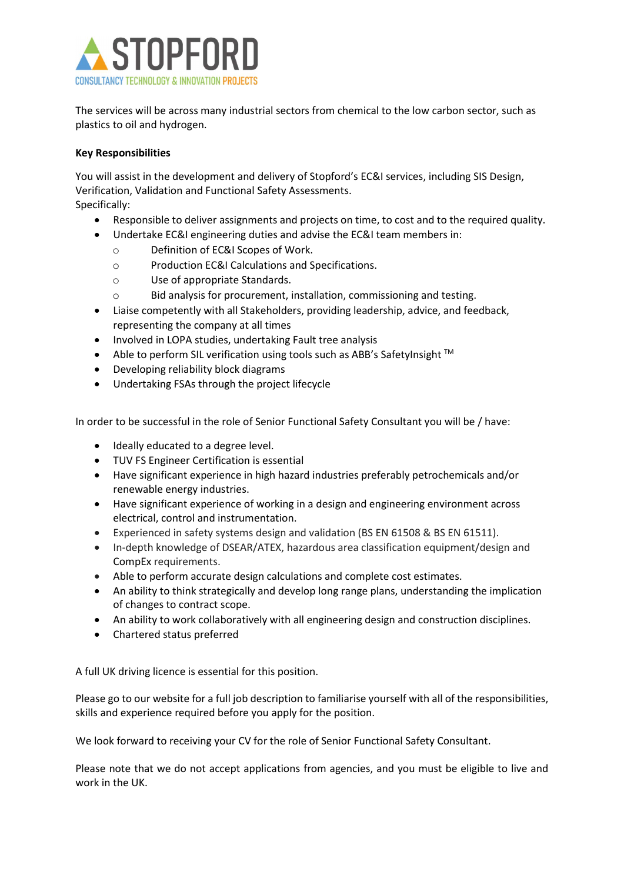The services will be across many industrial sectors from chemical to the low carbon sector, such as plastics to oil and hydrogen.

**Key Responsibilities**

You will assist in the development and delivery of Stopford's EC&I services, including SIS Design, Verification, Validation and Functional Safety Assessments.
Specifically:

- Responsible to deliver assignments and projects on time, to cost and to the required quality.
- Undertake EC&I engineering duties and advise the EC&I team members in:
  - Definition of EC&I Scopes of Work.
  - Production EC&I Calculations and Specifications.
  - Use of appropriate Standards.
  - Bid analysis for procurement, installation, commissioning and testing.
- Liaise competently with all Stakeholders, providing leadership, advice, and feedback, representing the company at all times
- Involved in LOPA studies, undertaking Fault tree analysis
- Able to perform SIL verification using tools such as ABB's SafetyInsight ™
- Developing reliability block diagrams
- Undertaking FSAs through the project lifecycle

In order to be successful in the role of Senior Functional Safety Consultant you will be / have:

- Ideally educated to a degree level.
- TUV FS Engineer Certification is essential
- Have significant experience in high hazard industries preferably petrochemicals and/or renewable energy industries.
- Have significant experience of working in a design and engineering environment across electrical, control and instrumentation.
- Experienced in safety systems design and validation (BS EN 61508 & BS EN 61511).
- In-depth knowledge of DSEAR/ATEX, hazardous area classification equipment/design and CompEx requirements.
- Able to perform accurate design calculations and complete cost estimates.
- An ability to think strategically and develop long range plans, understanding the implication of changes to contract scope.
- An ability to work collaboratively with all engineering design and construction disciplines.
- Chartered status preferred

A full UK driving licence is essential for this position.

Please go to our website for a full job description to familiarise yourself with all of the responsibilities, skills and experience required before you apply for the position.

We look forward to receiving your CV for the role of Senior Functional Safety Consultant.

Please note that we do not accept applications from agencies, and you must be eligible to live and work in the UK.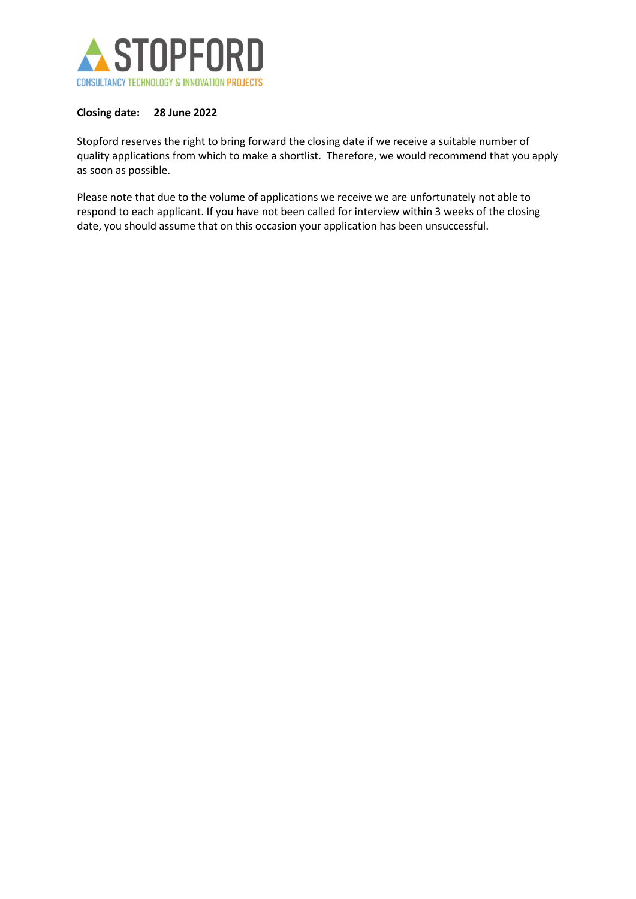STOPFORD

CONSULTANCY TECHNOLOGY & INNOVATION PROJECTS

**Closing date: 28 June 2022**

Stopford reserves the right to bring forward the closing date if we receive a suitable number of quality applications from which to make a shortlist. Therefore, we would recommend that you apply as soon as possible.

Please note that due to the volume of applications we receive we are unfortunately not able to respond to each applicant. If you have not been called for interview within 3 weeks of the closing date, you should assume that on this occasion your application has been unsuccessful.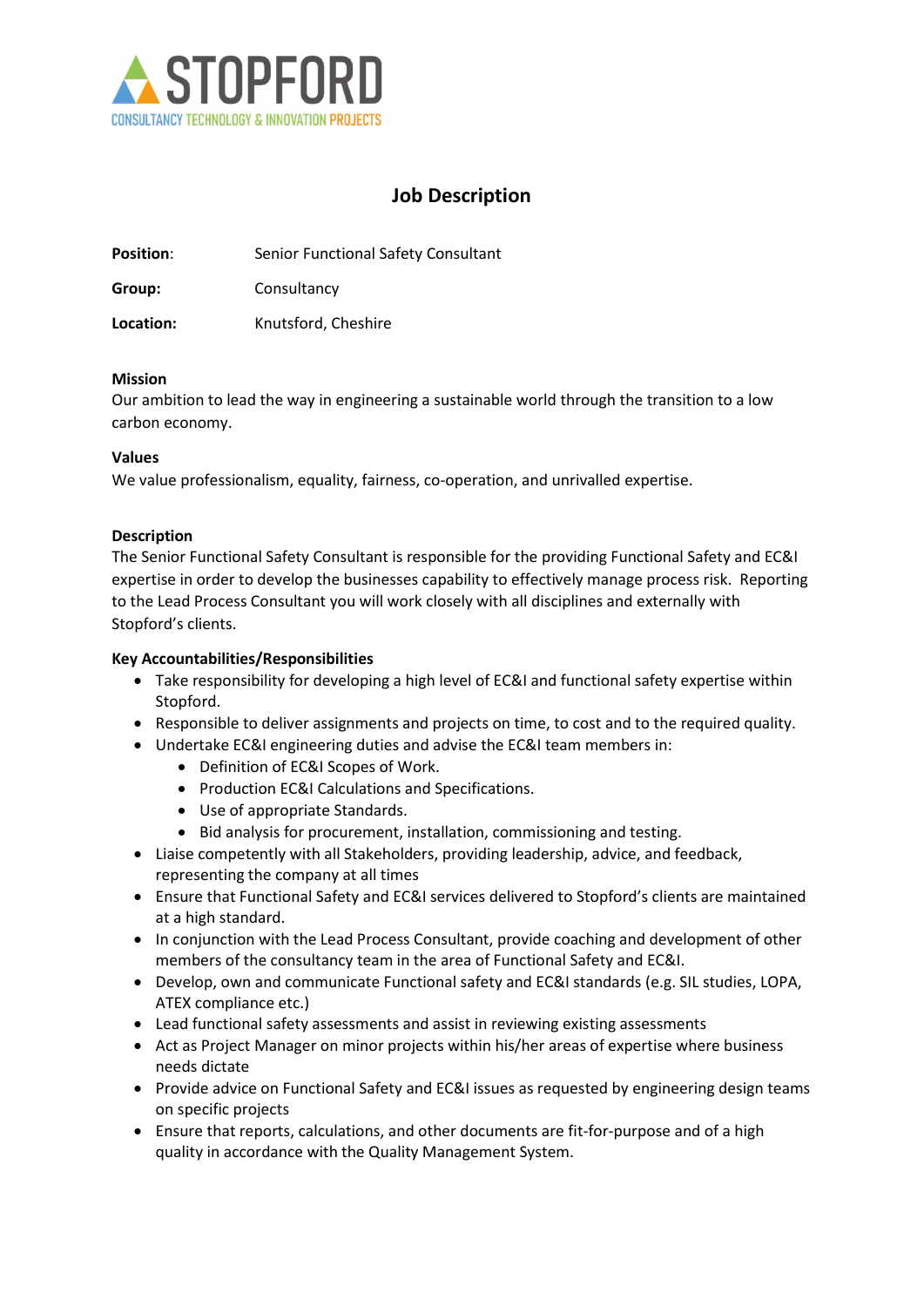STOPFORD
CONSULTANCY TECHNOLOGY & INNOVATION PROJECTS

# Job Description

**Position**: Senior Functional Safety Consultant

**Group:** Consultancy

**Location:** Knutsford, Cheshire

**Mission**
Our ambition to lead the way in engineering a sustainable world through the transition to a low carbon economy.

**Values**
We value professionalism, equality, fairness, co-operation, and unrivalled expertise.

**Description**
The Senior Functional Safety Consultant is responsible for the providing Functional Safety and EC&I expertise in order to develop the businesses capability to effectively manage process risk. Reporting to the Lead Process Consultant you will work closely with all disciplines and externally with Stopford's clients.

**Key Accountabilities/Responsibilities**

- Take responsibility for developing a high level of EC&I and functional safety expertise within Stopford.
- Responsible to deliver assignments and projects on time, to cost and to the required quality.
- Undertake EC&I engineering duties and advise the EC&I team members in:
  - Definition of EC&I Scopes of Work.
  - Production EC&I Calculations and Specifications.
  - Use of appropriate Standards.
  - Bid analysis for procurement, installation, commissioning and testing.
- Liaise competently with all Stakeholders, providing leadership, advice, and feedback, representing the company at all times
- Ensure that Functional Safety and EC&I services delivered to Stopford's clients are maintained at a high standard.
- In conjunction with the Lead Process Consultant, provide coaching and development of other members of the consultancy team in the area of Functional Safety and EC&I.
- Develop, own and communicate Functional safety and EC&I standards (e.g. SIL studies, LOPA, ATEX compliance etc.)
- Lead functional safety assessments and assist in reviewing existing assessments
- Act as Project Manager on minor projects within his/her areas of expertise where business needs dictate
- Provide advice on Functional Safety and EC&I issues as requested by engineering design teams on specific projects
- Ensure that reports, calculations, and other documents are fit-for-purpose and of a high quality in accordance with the Quality Management System.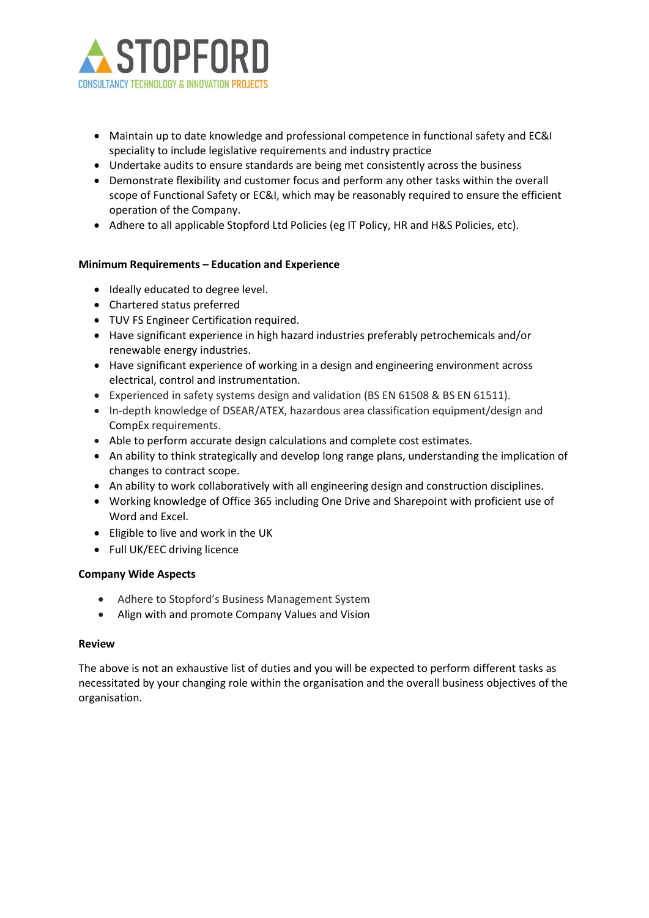- Maintain up to date knowledge and professional competence in functional safety and EC&I speciality to include legislative requirements and industry practice
- Undertake audits to ensure standards are being met consistently across the business
- Demonstrate flexibility and customer focus and perform any other tasks within the overall scope of Functional Safety or EC&I, which may be reasonably required to ensure the efficient operation of the Company.
- Adhere to all applicable Stopford Ltd Policies (eg IT Policy, HR and H&S Policies, etc).

**Minimum Requirements – Education and Experience**

- Ideally educated to degree level.
- Chartered status preferred
- TUV FS Engineer Certification required.
- Have significant experience in high hazard industries preferably petrochemicals and/or renewable energy industries.
- Have significant experience of working in a design and engineering environment across electrical, control and instrumentation.
- Experienced in safety systems design and validation (BS EN 61508 & BS EN 61511).
- In-depth knowledge of DSEAR/ATEX, hazardous area classification equipment/design and CompEx requirements.
- Able to perform accurate design calculations and complete cost estimates.
- An ability to think strategically and develop long range plans, understanding the implication of changes to contract scope.
- An ability to work collaboratively with all engineering design and construction disciplines.
- Working knowledge of Office 365 including One Drive and Sharepoint with proficient use of Word and Excel.
- Eligible to live and work in the UK
- Full UK/EEC driving licence

**Company Wide Aspects**

- Adhere to Stopford's Business Management System
- Align with and promote Company Values and Vision

**Review**

The above is not an exhaustive list of duties and you will be expected to perform different tasks as necessitated by your changing role within the organisation and the overall business objectives of the organisation.